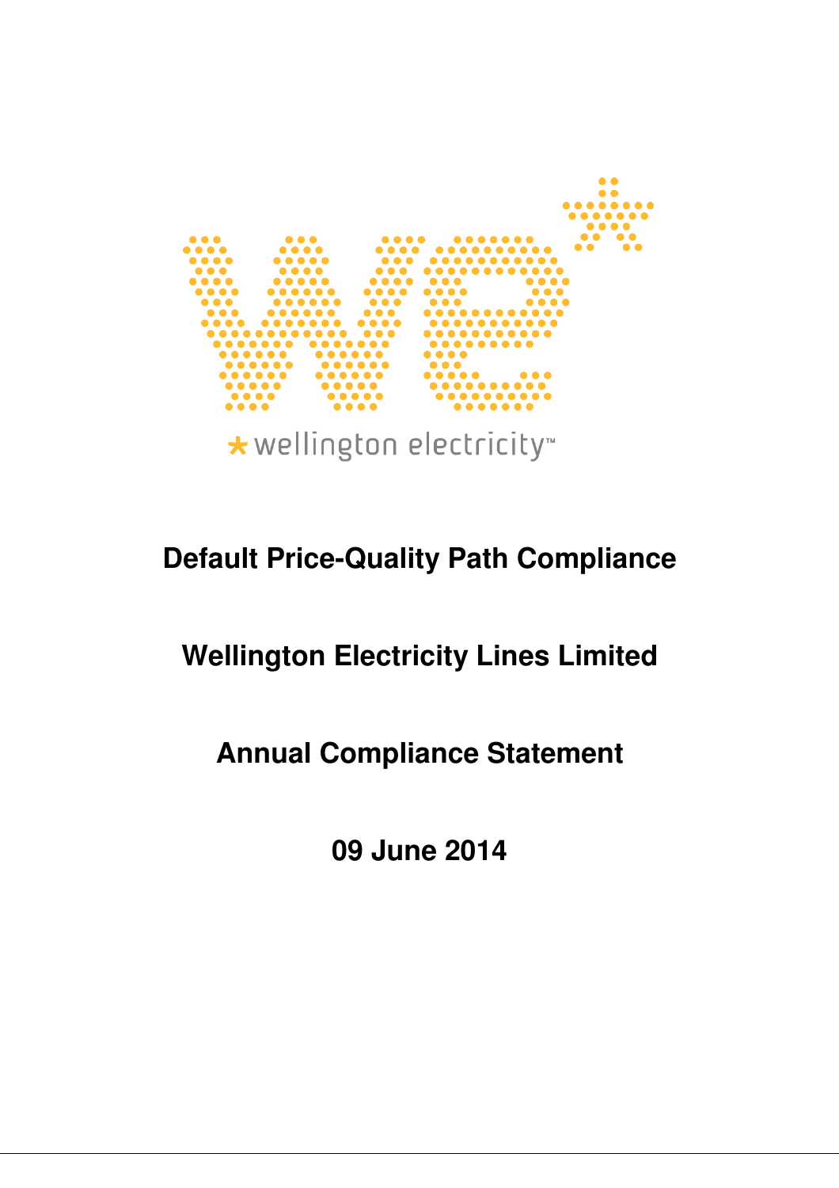# Default Price-Quality Path Compliance

## Wellington Electricity Lines Limited

## Annual Compliance Statement

## 09 June 2014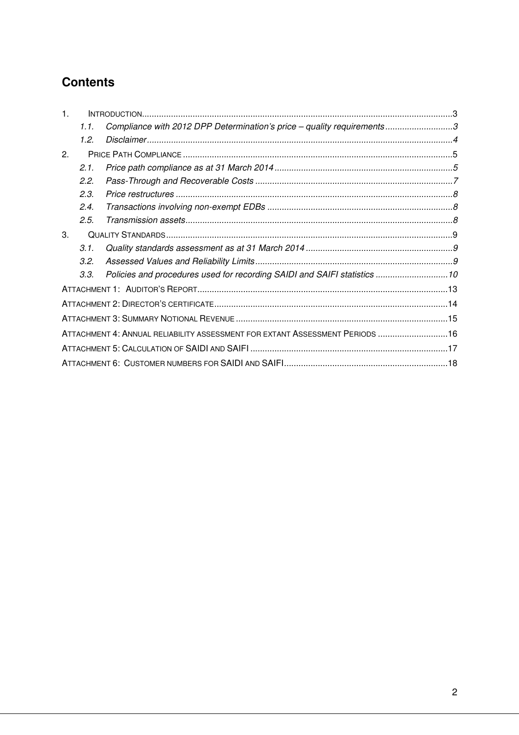# Contents

1. INTRODUCTION ... 3
   1.1. *Compliance with 2012 DPP Determination's price – quality requirements* ... 3
   1.2. *Disclaimer* ... 4
2. PRICE PATH COMPLIANCE ... 5
   2.1. *Price path compliance as at 31 March 2014* ... 5
   2.2. *Pass-Through and Recoverable Costs* ... 7
   2.3. *Price restructures* ... 8
   2.4. *Transactions involving non-exempt EDBs* ... 8
   2.5. *Transmission assets* ... 8
3. QUALITY STANDARDS ... 9
   3.1. *Quality standards assessment as at 31 March 2014* ... 9
   3.2. *Assessed Values and Reliability Limits* ... 9
   3.3. *Policies and procedures used for recording SAIDI and SAIFI statistics* ... 10

ATTACHMENT 1: AUDITOR'S REPORT ... 13

ATTACHMENT 2: DIRECTOR'S CERTIFICATE ... 14

ATTACHMENT 3: SUMMARY NOTIONAL REVENUE ... 15

ATTACHMENT 4: ANNUAL RELIABILITY ASSESSMENT FOR EXTANT ASSESSMENT PERIODS ... 16

ATTACHMENT 5: CALCULATION OF SAIDI AND SAIFI ... 17

ATTACHMENT 6: CUSTOMER NUMBERS FOR SAIDI AND SAIFI ... 18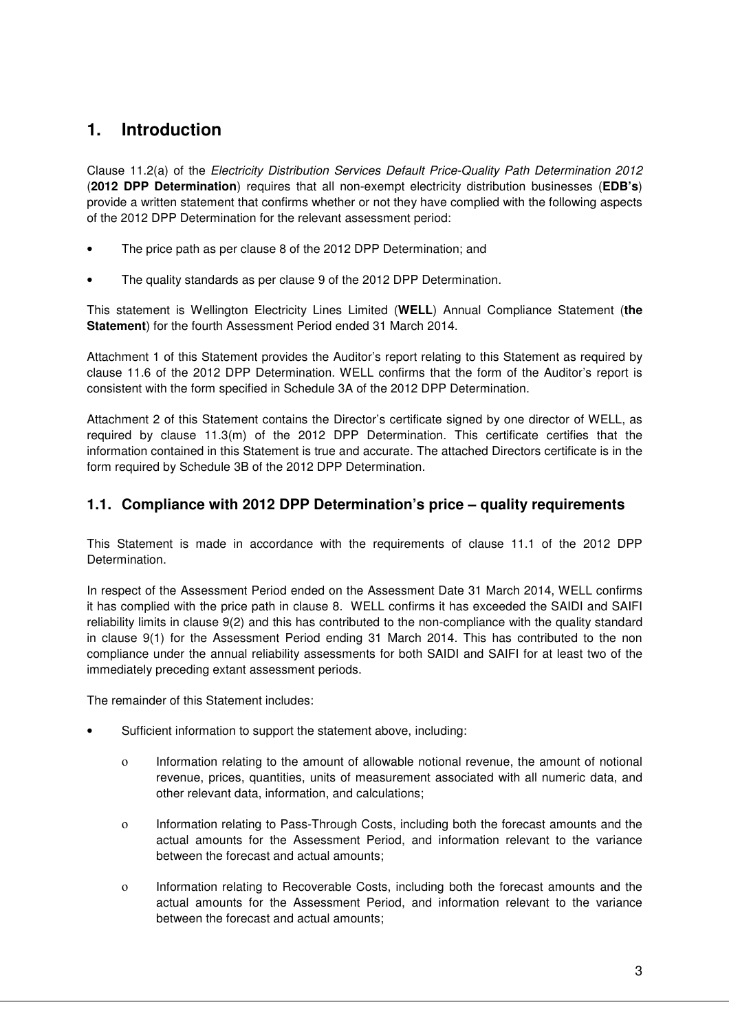# 1. Introduction

Clause 11.2(a) of the *Electricity Distribution Services Default Price-Quality Path Determination 2012* (**2012 DPP Determination**) requires that all non-exempt electricity distribution businesses (**EDB's**) provide a written statement that confirms whether or not they have complied with the following aspects of the 2012 DPP Determination for the relevant assessment period:

- The price path as per clause 8 of the 2012 DPP Determination; and
- The quality standards as per clause 9 of the 2012 DPP Determination.

This statement is Wellington Electricity Lines Limited (**WELL**) Annual Compliance Statement (**the Statement**) for the fourth Assessment Period ended 31 March 2014.

Attachment 1 of this Statement provides the Auditor's report relating to this Statement as required by clause 11.6 of the 2012 DPP Determination. WELL confirms that the form of the Auditor's report is consistent with the form specified in Schedule 3A of the 2012 DPP Determination.

Attachment 2 of this Statement contains the Director's certificate signed by one director of WELL, as required by clause 11.3(m) of the 2012 DPP Determination. This certificate certifies that the information contained in this Statement is true and accurate. The attached Directors certificate is in the form required by Schedule 3B of the 2012 DPP Determination.

## 1.1. Compliance with 2012 DPP Determination's price – quality requirements

This Statement is made in accordance with the requirements of clause 11.1 of the 2012 DPP Determination.

In respect of the Assessment Period ended on the Assessment Date 31 March 2014, WELL confirms it has complied with the price path in clause 8. WELL confirms it has exceeded the SAIDI and SAIFI reliability limits in clause 9(2) and this has contributed to the non-compliance with the quality standard in clause 9(1) for the Assessment Period ending 31 March 2014. This has contributed to the non compliance under the annual reliability assessments for both SAIDI and SAIFI for at least two of the immediately preceding extant assessment periods.

The remainder of this Statement includes:

- Sufficient information to support the statement above, including:
  - Information relating to the amount of allowable notional revenue, the amount of notional revenue, prices, quantities, units of measurement associated with all numeric data, and other relevant data, information, and calculations;
  - Information relating to Pass-Through Costs, including both the forecast amounts and the actual amounts for the Assessment Period, and information relevant to the variance between the forecast and actual amounts;
  - Information relating to Recoverable Costs, including both the forecast amounts and the actual amounts for the Assessment Period, and information relevant to the variance between the forecast and actual amounts;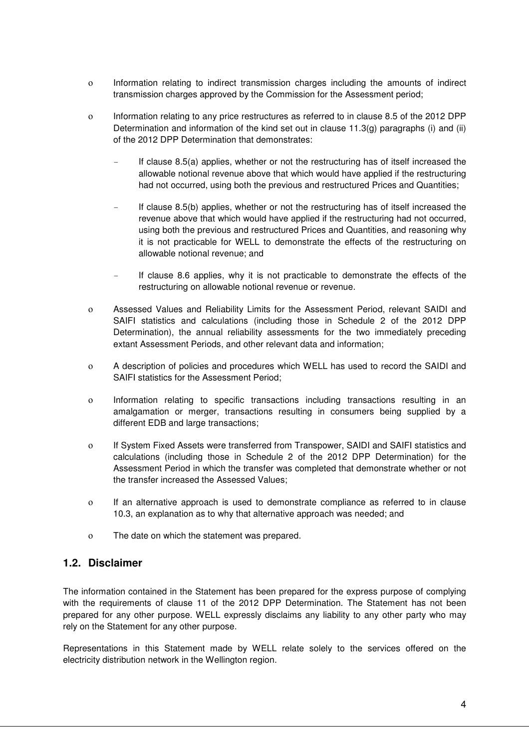- Information relating to indirect transmission charges including the amounts of indirect transmission charges approved by the Commission for the Assessment period;
- Information relating to any price restructures as referred to in clause 8.5 of the 2012 DPP Determination and information of the kind set out in clause 11.3(g) paragraphs (i) and (ii) of the 2012 DPP Determination that demonstrates:
  - If clause 8.5(a) applies, whether or not the restructuring has of itself increased the allowable notional revenue above that which would have applied if the restructuring had not occurred, using both the previous and restructured Prices and Quantities;
  - If clause 8.5(b) applies, whether or not the restructuring has of itself increased the revenue above that which would have applied if the restructuring had not occurred, using both the previous and restructured Prices and Quantities, and reasoning why it is not practicable for WELL to demonstrate the effects of the restructuring on allowable notional revenue; and
  - If clause 8.6 applies, why it is not practicable to demonstrate the effects of the restructuring on allowable notional revenue or revenue.
- Assessed Values and Reliability Limits for the Assessment Period, relevant SAIDI and SAIFI statistics and calculations (including those in Schedule 2 of the 2012 DPP Determination), the annual reliability assessments for the two immediately preceding extant Assessment Periods, and other relevant data and information;
- A description of policies and procedures which WELL has used to record the SAIDI and SAIFI statistics for the Assessment Period;
- Information relating to specific transactions including transactions resulting in an amalgamation or merger, transactions resulting in consumers being supplied by a different EDB and large transactions;
- If System Fixed Assets were transferred from Transpower, SAIDI and SAIFI statistics and calculations (including those in Schedule 2 of the 2012 DPP Determination) for the Assessment Period in which the transfer was completed that demonstrate whether or not the transfer increased the Assessed Values;
- If an alternative approach is used to demonstrate compliance as referred to in clause 10.3, an explanation as to why that alternative approach was needed; and
- The date on which the statement was prepared.

## 1.2. Disclaimer

The information contained in the Statement has been prepared for the express purpose of complying with the requirements of clause 11 of the 2012 DPP Determination. The Statement has not been prepared for any other purpose. WELL expressly disclaims any liability to any other party who may rely on the Statement for any other purpose.

Representations in this Statement made by WELL relate solely to the services offered on the electricity distribution network in the Wellington region.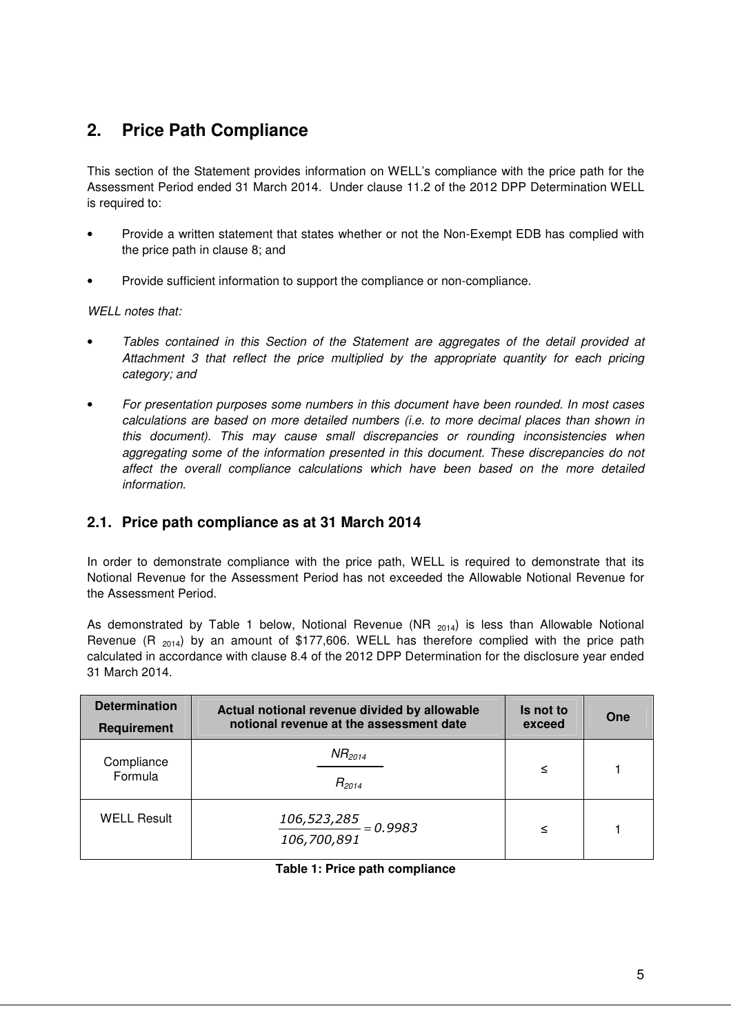## 2. Price Path Compliance

This section of the Statement provides information on WELL's compliance with the price path for the Assessment Period ended 31 March 2014. Under clause 11.2 of the 2012 DPP Determination WELL is required to:

- Provide a written statement that states whether or not the Non-Exempt EDB has complied with the price path in clause 8; and
- Provide sufficient information to support the compliance or non-compliance.

*WELL notes that:*

- *Tables contained in this Section of the Statement are aggregates of the detail provided at Attachment 3 that reflect the price multiplied by the appropriate quantity for each pricing category; and*
- *For presentation purposes some numbers in this document have been rounded. In most cases calculations are based on more detailed numbers (i.e. to more decimal places than shown in this document). This may cause small discrepancies or rounding inconsistencies when aggregating some of the information presented in this document. These discrepancies do not affect the overall compliance calculations which have been based on the more detailed information.*

### 2.1. Price path compliance as at 31 March 2014

In order to demonstrate compliance with the price path, WELL is required to demonstrate that its Notional Revenue for the Assessment Period has not exceeded the Allowable Notional Revenue for the Assessment Period.

As demonstrated by Table 1 below, Notional Revenue ($NR_{2014}$) is less than Allowable Notional Revenue ($R_{2014}$) by an amount of $177,606. WELL has therefore complied with the price path calculated in accordance with clause 8.4 of the 2012 DPP Determination for the disclosure year ended 31 March 2014.

| Determination Requirement | Actual notional revenue divided by allowable notional revenue at the assessment date | Is not to exceed | One |
|---|---|---|---|
| Compliance Formula | $\frac{NR_{2014}}{R_{2014}}$ | ≤ | 1 |
| WELL Result | $\frac{106{,}523{,}285}{106{,}700{,}891} = 0.9983$ | ≤ | 1 |

**Table 1: Price path compliance**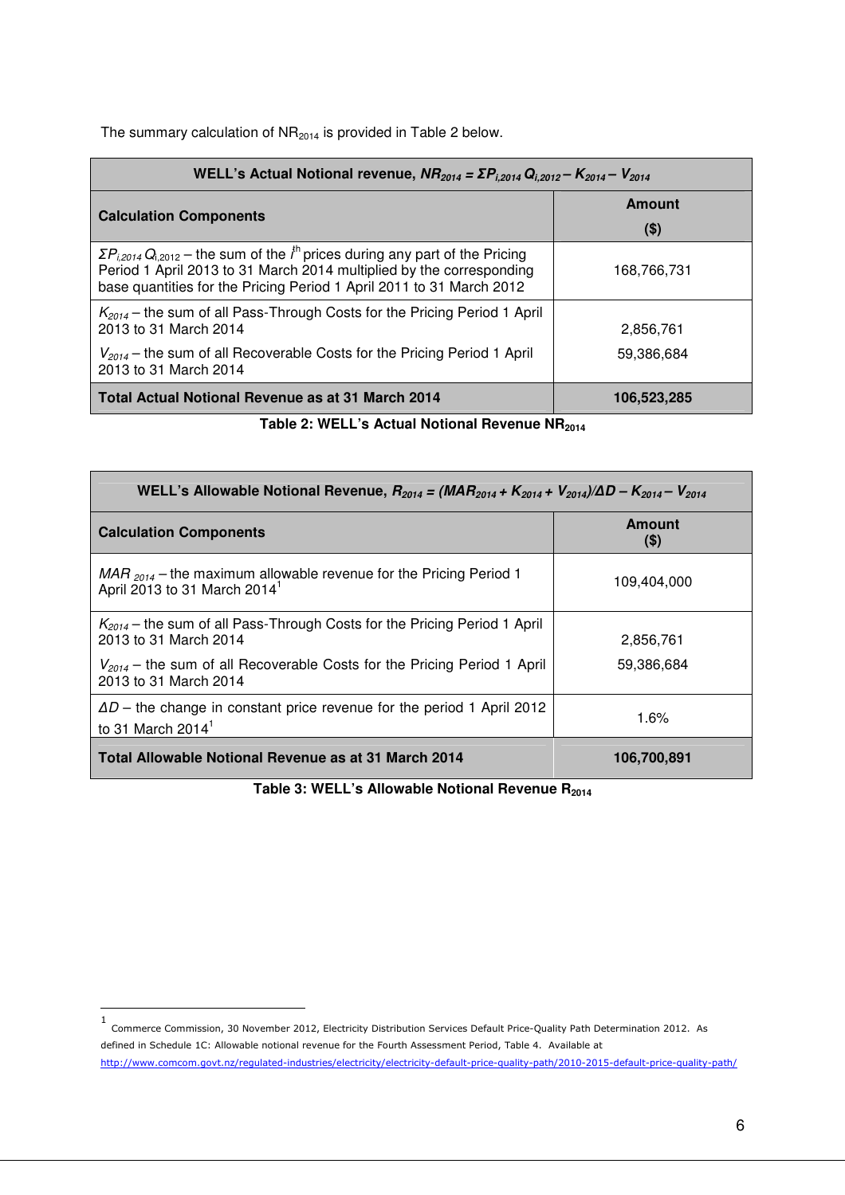The summary calculation of $NR_{2014}$ is provided in Table 2 below.

| WELL's Actual Notional revenue, $NR_{2014} = \Sigma P_{i,2014} Q_{i,2012} - K_{2014} - V_{2014}$ | |
|---|---|
| **Calculation Components** | **Amount ($)** |
| $\Sigma P_{i,2014} Q_{i,2012}$ – the sum of the $i^{th}$ prices during any part of the Pricing Period 1 April 2013 to 31 March 2014 multiplied by the corresponding base quantities for the Pricing Period 1 April 2011 to 31 March 2012 | 168,766,731 |
| $K_{2014}$ – the sum of all Pass-Through Costs for the Pricing Period 1 April 2013 to 31 March 2014 | 2,856,761 |
| $V_{2014}$ – the sum of all Recoverable Costs for the Pricing Period 1 April 2013 to 31 March 2014 | 59,386,684 |
| **Total Actual Notional Revenue as at 31 March 2014** | **106,523,285** |

**Table 2: WELL's Actual Notional Revenue $NR_{2014}$**

| WELL's Allowable Notional Revenue, $R_{2014} = (MAR_{2014} + K_{2014} + V_{2014})/\Delta D - K_{2014} - V_{2014}$ | |
|---|---|
| **Calculation Components** | **Amount ($)** |
| $MAR_{2014}$ – the maximum allowable revenue for the Pricing Period 1 April 2013 to 31 March 2014[1] | 109,404,000 |
| $K_{2014}$ – the sum of all Pass-Through Costs for the Pricing Period 1 April 2013 to 31 March 2014 | 2,856,761 |
| $V_{2014}$ – the sum of all Recoverable Costs for the Pricing Period 1 April 2013 to 31 March 2014 | 59,386,684 |
| $\Delta D$ – the change in constant price revenue for the period 1 April 2012 to 31 March 2014[1] | 1.6% |
| **Total Allowable Notional Revenue as at 31 March 2014** | **106,700,891** |

**Table 3: WELL's Allowable Notional Revenue $R_{2014}$**

[1] Commerce Commission, 30 November 2012, Electricity Distribution Services Default Price-Quality Path Determination 2012. As defined in Schedule 1C: Allowable notional revenue for the Fourth Assessment Period, Table 4. Available at http://www.comcom.govt.nz/regulated-industries/electricity/electricity-default-price-quality-path/2010-2015-default-price-quality-path/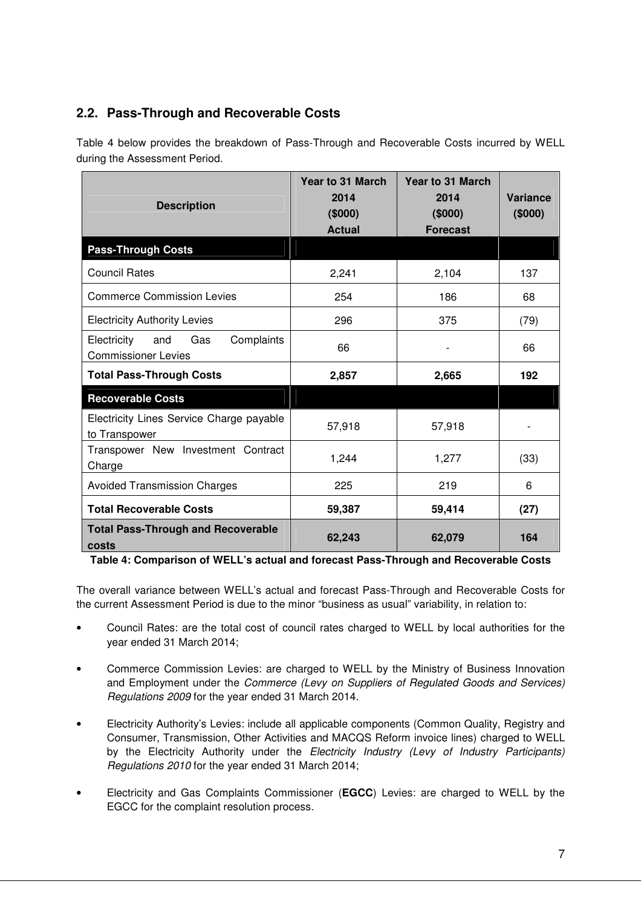## 2.2. Pass-Through and Recoverable Costs

Table 4 below provides the breakdown of Pass-Through and Recoverable Costs incurred by WELL during the Assessment Period.

| Description | Year to 31 March 2014 ($000) Actual | Year to 31 March 2014 ($000) Forecast | Variance ($000) |
|---|---|---|---|
| **Pass-Through Costs** | | | |
| Council Rates | 2,241 | 2,104 | 137 |
| Commerce Commission Levies | 254 | 186 | 68 |
| Electricity Authority Levies | 296 | 375 | (79) |
| Electricity and Gas Complaints Commissioner Levies | 66 | - | 66 |
| **Total Pass-Through Costs** | **2,857** | **2,665** | **192** |
| **Recoverable Costs** | | | |
| Electricity Lines Service Charge payable to Transpower | 57,918 | 57,918 | - |
| Transpower New Investment Contract Charge | 1,244 | 1,277 | (33) |
| Avoided Transmission Charges | 225 | 219 | 6 |
| **Total Recoverable Costs** | **59,387** | **59,414** | **(27)** |
| **Total Pass-Through and Recoverable costs** | **62,243** | **62,079** | **164** |

**Table 4: Comparison of WELL's actual and forecast Pass-Through and Recoverable Costs**

The overall variance between WELL's actual and forecast Pass-Through and Recoverable Costs for the current Assessment Period is due to the minor "business as usual" variability, in relation to:

- Council Rates: are the total cost of council rates charged to WELL by local authorities for the year ended 31 March 2014;
- Commerce Commission Levies: are charged to WELL by the Ministry of Business Innovation and Employment under the *Commerce (Levy on Suppliers of Regulated Goods and Services) Regulations 2009* for the year ended 31 March 2014.
- Electricity Authority's Levies: include all applicable components (Common Quality, Registry and Consumer, Transmission, Other Activities and MACQS Reform invoice lines) charged to WELL by the Electricity Authority under the *Electricity Industry (Levy of Industry Participants) Regulations 2010* for the year ended 31 March 2014;
- Electricity and Gas Complaints Commissioner (**EGCC**) Levies: are charged to WELL by the EGCC for the complaint resolution process.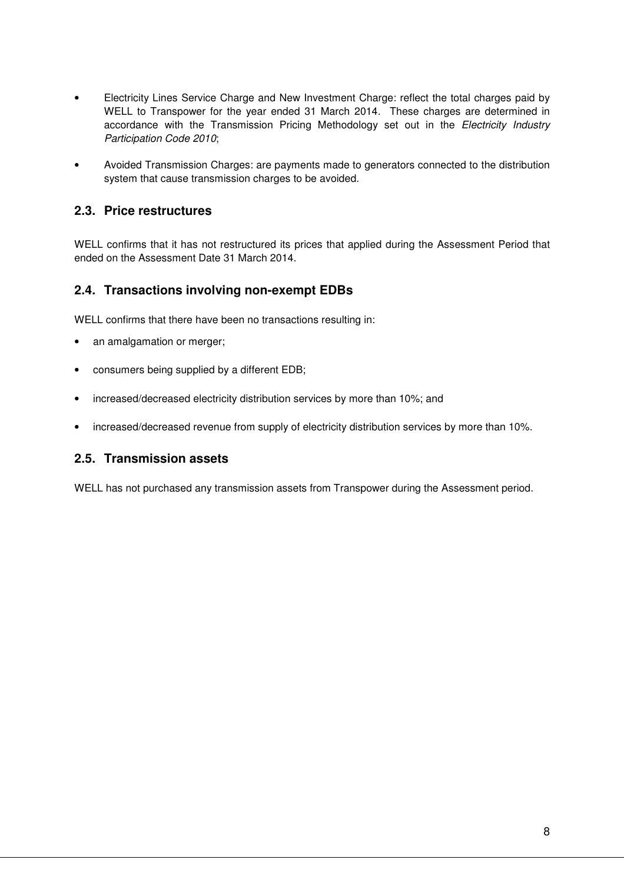- Electricity Lines Service Charge and New Investment Charge: reflect the total charges paid by WELL to Transpower for the year ended 31 March 2014. These charges are determined in accordance with the Transmission Pricing Methodology set out in the *Electricity Industry Participation Code 2010*;
- Avoided Transmission Charges: are payments made to generators connected to the distribution system that cause transmission charges to be avoided.

## 2.3. Price restructures

WELL confirms that it has not restructured its prices that applied during the Assessment Period that ended on the Assessment Date 31 March 2014.

## 2.4. Transactions involving non-exempt EDBs

WELL confirms that there have been no transactions resulting in:

- an amalgamation or merger;
- consumers being supplied by a different EDB;
- increased/decreased electricity distribution services by more than 10%; and
- increased/decreased revenue from supply of electricity distribution services by more than 10%.

## 2.5. Transmission assets

WELL has not purchased any transmission assets from Transpower during the Assessment period.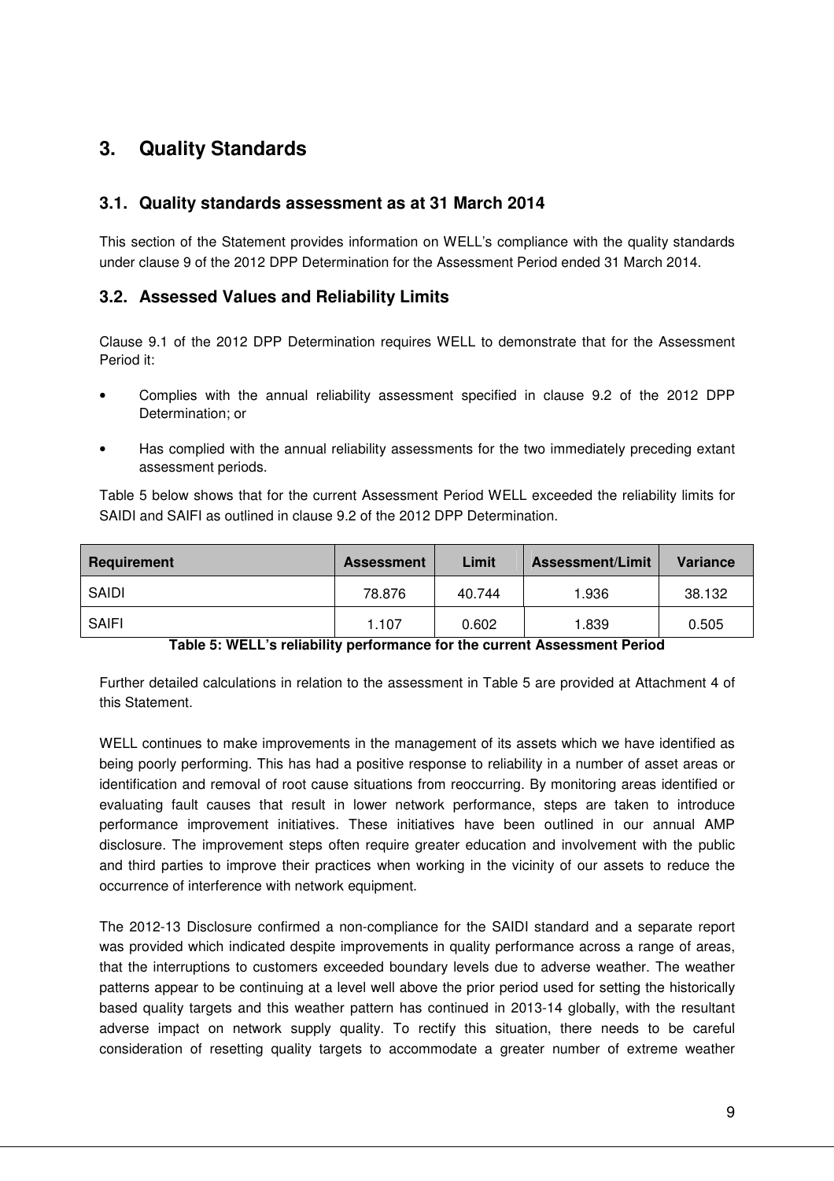## 3. Quality Standards

### 3.1. Quality standards assessment as at 31 March 2014

This section of the Statement provides information on WELL's compliance with the quality standards under clause 9 of the 2012 DPP Determination for the Assessment Period ended 31 March 2014.

### 3.2. Assessed Values and Reliability Limits

Clause 9.1 of the 2012 DPP Determination requires WELL to demonstrate that for the Assessment Period it:

- Complies with the annual reliability assessment specified in clause 9.2 of the 2012 DPP Determination; or
- Has complied with the annual reliability assessments for the two immediately preceding extant assessment periods.

Table 5 below shows that for the current Assessment Period WELL exceeded the reliability limits for SAIDI and SAIFI as outlined in clause 9.2 of the 2012 DPP Determination.

| Requirement | Assessment | Limit | Assessment/Limit | Variance |
|---|---|---|---|---|
| SAIDI | 78.876 | 40.744 | 1.936 | 38.132 |
| SAIFI | 1.107 | 0.602 | 1.839 | 0.505 |

**Table 5: WELL's reliability performance for the current Assessment Period**

Further detailed calculations in relation to the assessment in Table 5 are provided at Attachment 4 of this Statement.

WELL continues to make improvements in the management of its assets which we have identified as being poorly performing. This has had a positive response to reliability in a number of asset areas or identification and removal of root cause situations from reoccurring. By monitoring areas identified or evaluating fault causes that result in lower network performance, steps are taken to introduce performance improvement initiatives. These initiatives have been outlined in our annual AMP disclosure. The improvement steps often require greater education and involvement with the public and third parties to improve their practices when working in the vicinity of our assets to reduce the occurrence of interference with network equipment.

The 2012-13 Disclosure confirmed a non-compliance for the SAIDI standard and a separate report was provided which indicated despite improvements in quality performance across a range of areas, that the interruptions to customers exceeded boundary levels due to adverse weather. The weather patterns appear to be continuing at a level well above the prior period used for setting the historically based quality targets and this weather pattern has continued in 2013-14 globally, with the resultant adverse impact on network supply quality. To rectify this situation, there needs to be careful consideration of resetting quality targets to accommodate a greater number of extreme weather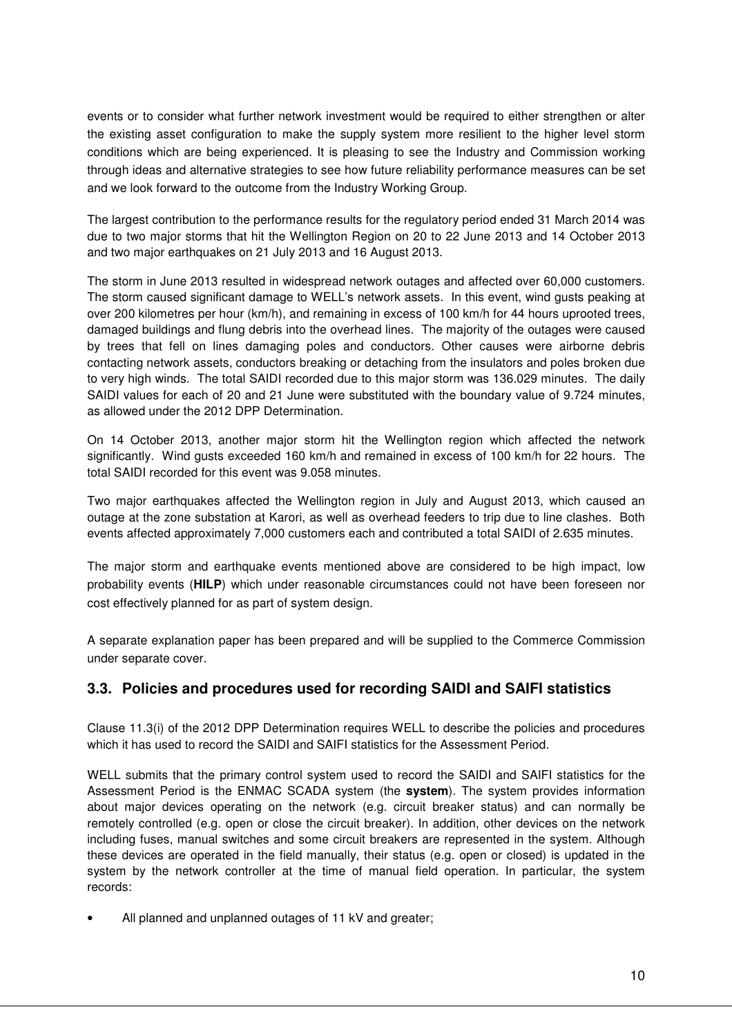events or to consider what further network investment would be required to either strengthen or alter the existing asset configuration to make the supply system more resilient to the higher level storm conditions which are being experienced. It is pleasing to see the Industry and Commission working through ideas and alternative strategies to see how future reliability performance measures can be set and we look forward to the outcome from the Industry Working Group.

The largest contribution to the performance results for the regulatory period ended 31 March 2014 was due to two major storms that hit the Wellington Region on 20 to 22 June 2013 and 14 October 2013 and two major earthquakes on 21 July 2013 and 16 August 2013.

The storm in June 2013 resulted in widespread network outages and affected over 60,000 customers. The storm caused significant damage to WELL's network assets. In this event, wind gusts peaking at over 200 kilometres per hour (km/h), and remaining in excess of 100 km/h for 44 hours uprooted trees, damaged buildings and flung debris into the overhead lines. The majority of the outages were caused by trees that fell on lines damaging poles and conductors. Other causes were airborne debris contacting network assets, conductors breaking or detaching from the insulators and poles broken due to very high winds. The total SAIDI recorded due to this major storm was 136.029 minutes. The daily SAIDI values for each of 20 and 21 June were substituted with the boundary value of 9.724 minutes, as allowed under the 2012 DPP Determination.

On 14 October 2013, another major storm hit the Wellington region which affected the network significantly. Wind gusts exceeded 160 km/h and remained in excess of 100 km/h for 22 hours. The total SAIDI recorded for this event was 9.058 minutes.

Two major earthquakes affected the Wellington region in July and August 2013, which caused an outage at the zone substation at Karori, as well as overhead feeders to trip due to line clashes. Both events affected approximately 7,000 customers each and contributed a total SAIDI of 2.635 minutes.

The major storm and earthquake events mentioned above are considered to be high impact, low probability events (**HILP**) which under reasonable circumstances could not have been foreseen nor cost effectively planned for as part of system design.

A separate explanation paper has been prepared and will be supplied to the Commerce Commission under separate cover.

## 3.3. Policies and procedures used for recording SAIDI and SAIFI statistics

Clause 11.3(i) of the 2012 DPP Determination requires WELL to describe the policies and procedures which it has used to record the SAIDI and SAIFI statistics for the Assessment Period.

WELL submits that the primary control system used to record the SAIDI and SAIFI statistics for the Assessment Period is the ENMAC SCADA system (the **system**). The system provides information about major devices operating on the network (e.g. circuit breaker status) and can normally be remotely controlled (e.g. open or close the circuit breaker). In addition, other devices on the network including fuses, manual switches and some circuit breakers are represented in the system. Although these devices are operated in the field manually, their status (e.g. open or closed) is updated in the system by the network controller at the time of manual field operation. In particular, the system records:

- All planned and unplanned outages of 11 kV and greater;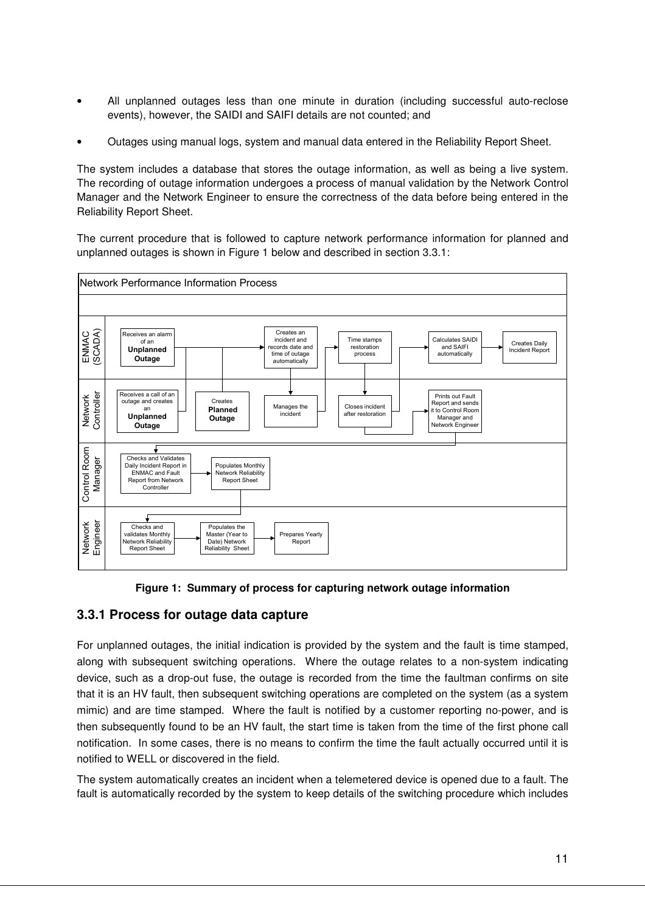- All unplanned outages less than one minute in duration (including successful auto-reclose events), however, the SAIDI and SAIFI details are not counted; and
- Outages using manual logs, system and manual data entered in the Reliability Report Sheet.

The system includes a database that stores the outage information, as well as being a live system. The recording of outage information undergoes a process of manual validation by the Network Control Manager and the Network Engineer to ensure the correctness of the data before being entered in the Reliability Report Sheet.

The current procedure that is followed to capture network performance information for planned and unplanned outages is shown in Figure 1 below and described in section 3.3.1:

Network Performance Information Process

ENMAC (SCADA): Receives an alarm of an **Unplanned Outage** → Creates an incident and records date and time of outage automatically → Time stamps restoration process → Calculates SAIDI and SAIFI automatically → Creates Daily Incident Report

Network Controller: Receives a call of an outage and creates an **Unplanned Outage**; Creates **Planned Outage**; Manages the incident; Closes incident after restoration; Prints out Fault Report and sends it to Control Room Manager and Network Engineer

Control Room Manager: Checks and Validates Daily Incident Report in ENMAC and Fault Report from Network Controller → Populates Monthly Network Reliability Report Sheet

Network Engineer: Checks and validates Monthly Network Reliability Report Sheet → Populates the Master (Year to Date) Network Reliability Sheet → Prepares Yearly Report

**Figure 1: Summary of process for capturing network outage information**

### 3.3.1 Process for outage data capture

For unplanned outages, the initial indication is provided by the system and the fault is time stamped, along with subsequent switching operations. Where the outage relates to a non-system indicating device, such as a drop-out fuse, the outage is recorded from the time the faultman confirms on site that it is an HV fault, then subsequent switching operations are completed on the system (as a system mimic) and are time stamped. Where the fault is notified by a customer reporting no-power, and is then subsequently found to be an HV fault, the start time is taken from the time of the first phone call notification. In some cases, there is no means to confirm the time the fault actually occurred until it is notified to WELL or discovered in the field.

The system automatically creates an incident when a telemetered device is opened due to a fault. The fault is automatically recorded by the system to keep details of the switching procedure which includes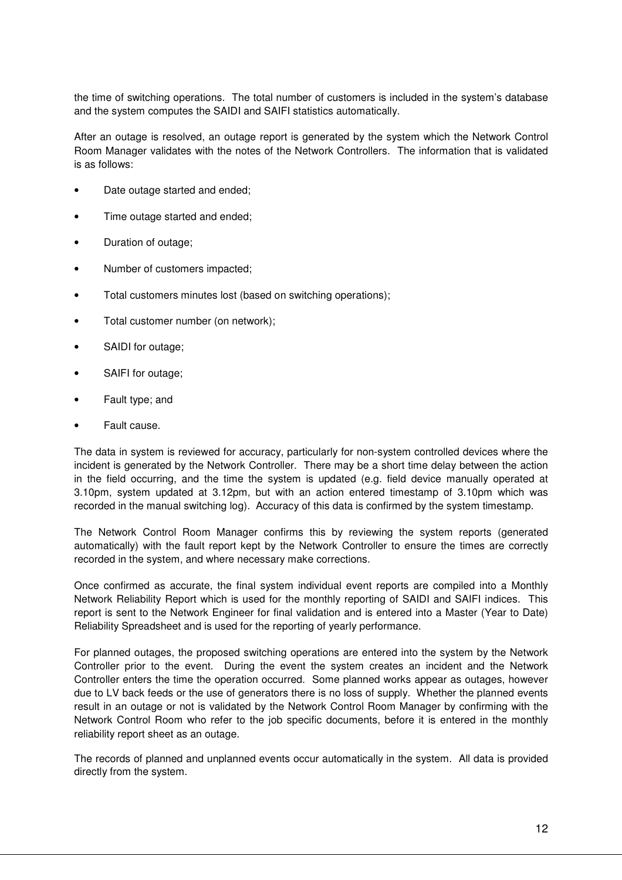the time of switching operations. The total number of customers is included in the system's database and the system computes the SAIDI and SAIFI statistics automatically.

After an outage is resolved, an outage report is generated by the system which the Network Control Room Manager validates with the notes of the Network Controllers. The information that is validated is as follows:

- Date outage started and ended;
- Time outage started and ended;
- Duration of outage;
- Number of customers impacted;
- Total customers minutes lost (based on switching operations);
- Total customer number (on network);
- SAIDI for outage;
- SAIFI for outage;
- Fault type; and
- Fault cause.

The data in system is reviewed for accuracy, particularly for non-system controlled devices where the incident is generated by the Network Controller. There may be a short time delay between the action in the field occurring, and the time the system is updated (e.g. field device manually operated at 3.10pm, system updated at 3.12pm, but with an action entered timestamp of 3.10pm which was recorded in the manual switching log). Accuracy of this data is confirmed by the system timestamp.

The Network Control Room Manager confirms this by reviewing the system reports (generated automatically) with the fault report kept by the Network Controller to ensure the times are correctly recorded in the system, and where necessary make corrections.

Once confirmed as accurate, the final system individual event reports are compiled into a Monthly Network Reliability Report which is used for the monthly reporting of SAIDI and SAIFI indices. This report is sent to the Network Engineer for final validation and is entered into a Master (Year to Date) Reliability Spreadsheet and is used for the reporting of yearly performance.

For planned outages, the proposed switching operations are entered into the system by the Network Controller prior to the event. During the event the system creates an incident and the Network Controller enters the time the operation occurred. Some planned works appear as outages, however due to LV back feeds or the use of generators there is no loss of supply. Whether the planned events result in an outage or not is validated by the Network Control Room Manager by confirming with the Network Control Room who refer to the job specific documents, before it is entered in the monthly reliability report sheet as an outage.

The records of planned and unplanned events occur automatically in the system. All data is provided directly from the system.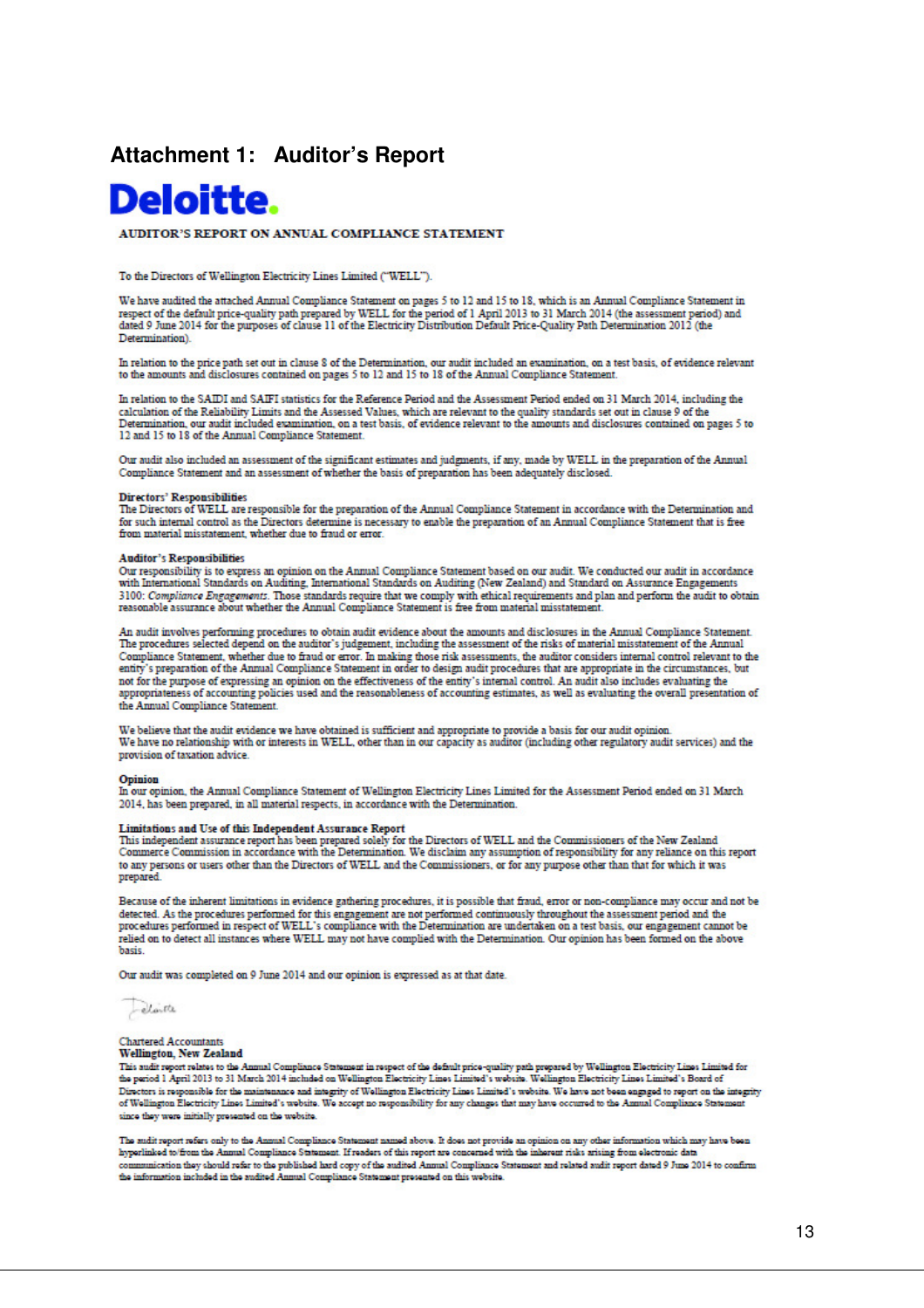## Attachment 1: Auditor's Report

**Deloitte.**

### AUDITOR'S REPORT ON ANNUAL COMPLIANCE STATEMENT

To the Directors of Wellington Electricity Lines Limited ("WELL").

We have audited the attached Annual Compliance Statement on pages 5 to 12 and 15 to 18, which is an Annual Compliance Statement in respect of the default price-quality path prepared by WELL for the period of 1 April 2013 to 31 March 2014 (the assessment period) and dated 9 June 2014 for the purposes of clause 11 of the Electricity Distribution Default Price-Quality Path Determination 2012 (the Determination).

In relation to the price path set out in clause 8 of the Determination, our audit included an examination, on a test basis, of evidence relevant to the amounts and disclosures contained on pages 5 to 12 and 15 to 18 of the Annual Compliance Statement.

In relation to the SAIDI and SAIFI statistics for the Reference Period and the Assessment Period ended on 31 March 2014, including the calculation of the Reliability Limits and the Assessed Values, which are relevant to the quality standards set out in clause 9 of the Determination, our audit included examination, on a test basis, of evidence relevant to the amounts and disclosures contained on pages 5 to 12 and 15 to 18 of the Annual Compliance Statement.

Our audit also included an assessment of the significant estimates and judgments, if any, made by WELL in the preparation of the Annual Compliance Statement and an assessment of whether the basis of preparation has been adequately disclosed.

**Directors' Responsibilities**
The Directors of WELL are responsible for the preparation of the Annual Compliance Statement in accordance with the Determination and for such internal control as the Directors determine is necessary to enable the preparation of an Annual Compliance Statement that is free from material misstatement, whether due to fraud or error.

**Auditor's Responsibilities**
Our responsibility is to express an opinion on the Annual Compliance Statement based on our audit. We conducted our audit in accordance with International Standards on Auditing, International Standards on Auditing (New Zealand) and Standard on Assurance Engagements 3100: *Compliance Engagements*. Those standards require that we comply with ethical requirements and plan and perform the audit to obtain reasonable assurance about whether the Annual Compliance Statement is free from material misstatement.

An audit involves performing procedures to obtain audit evidence about the amounts and disclosures in the Annual Compliance Statement. The procedures selected depend on the auditor's judgement, including the assessment of the risks of material misstatement of the Annual Compliance Statement, whether due to fraud or error. In making those risk assessments, the auditor considers internal control relevant to the entity's preparation of the Annual Compliance Statement in order to design audit procedures that are appropriate in the circumstances, but not for the purpose of expressing an opinion on the effectiveness of the entity's internal control. An audit also includes evaluating the appropriateness of accounting policies used and the reasonableness of accounting estimates, as well as evaluating the overall presentation of the Annual Compliance Statement.

We believe that the audit evidence we have obtained is sufficient and appropriate to provide a basis for our audit opinion.
We have no relationship with or interests in WELL, other than in our capacity as auditor (including other regulatory audit services) and the provision of taxation advice.

**Opinion**
In our opinion, the Annual Compliance Statement of Wellington Electricity Lines Limited for the Assessment Period ended on 31 March 2014, has been prepared, in all material respects, in accordance with the Determination.

**Limitations and Use of this Independent Assurance Report**
This independent assurance report has been prepared solely for the Directors of WELL and the Commissioners of the New Zealand Commerce Commission in accordance with the Determination. We disclaim any assumption of responsibility for any reliance on this report to any persons or users other than the Directors of WELL and the Commissioners, or for any purpose other than that for which it was prepared.

Because of the inherent limitations in evidence gathering procedures, it is possible that fraud, error or non-compliance may occur and not be detected. As the procedures performed for this engagement are not performed continuously throughout the assessment period and the procedures performed in respect of WELL's compliance with the Determination are undertaken on a test basis, our engagement cannot be relied on to detect all instances where WELL may not have complied with the Determination. Our opinion has been formed on the above basis.

Our audit was completed on 9 June 2014 and our opinion is expressed as at that date.

Deloitte

Chartered Accountants
**Wellington, New Zealand**

This audit report relates to the Annual Compliance Statement in respect of the default price-quality path prepared by Wellington Electricity Lines Limited for the period 1 April 2013 to 31 March 2014 included on Wellington Electricity Lines Limited's website. Wellington Electricity Lines Limited's Board of Directors is responsible for the maintenance and integrity of Wellington Electricity Lines Limited's website. We have not been engaged to report on the integrity of Wellington Electricity Lines Limited's website. We accept no responsibility for any changes that may have occurred to the Annual Compliance Statement since they were initially presented on the website.

The audit report refers only to the Annual Compliance Statement named above. It does not provide an opinion on any other information which may have been hyperlinked to/from the Annual Compliance Statement. If readers of this report are concerned with the inherent risks arising from electronic data communication they should refer to the published hard copy of the audited Annual Compliance Statement and related audit report dated 9 June 2014 to confirm the information included in the audited Annual Compliance Statement presented on this website.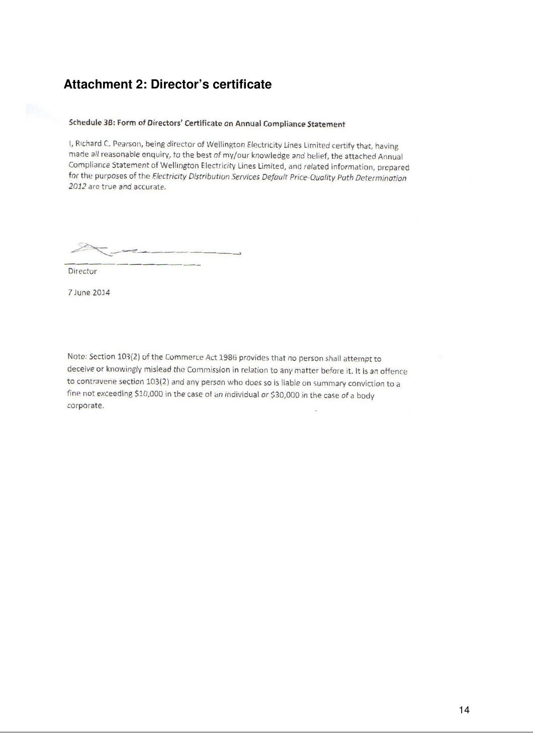## Attachment 2: Director's certificate

**Schedule 3B: Form of Directors' Certificate on Annual Compliance Statement**

I, Richard C. Pearson, being director of Wellington Electricity Lines Limited certify that, having made all reasonable enquiry, to the best of my/our knowledge and belief, the attached Annual Compliance Statement of Wellington Electricity Lines Limited, and related information, prepared for the purposes of the *Electricity Distribution Services Default Price-Quality Path Determination 2012* are true and accurate.

Director

7 June 2014

Note: Section 103(2) of the Commerce Act 1986 provides that no person shall attempt to deceive or knowingly mislead the Commission in relation to any matter before it. It is an offence to contravene section 103(2) and any person who does so is liable on summary conviction to a fine not exceeding $10,000 in the case of an individual or $30,000 in the case of a body corporate.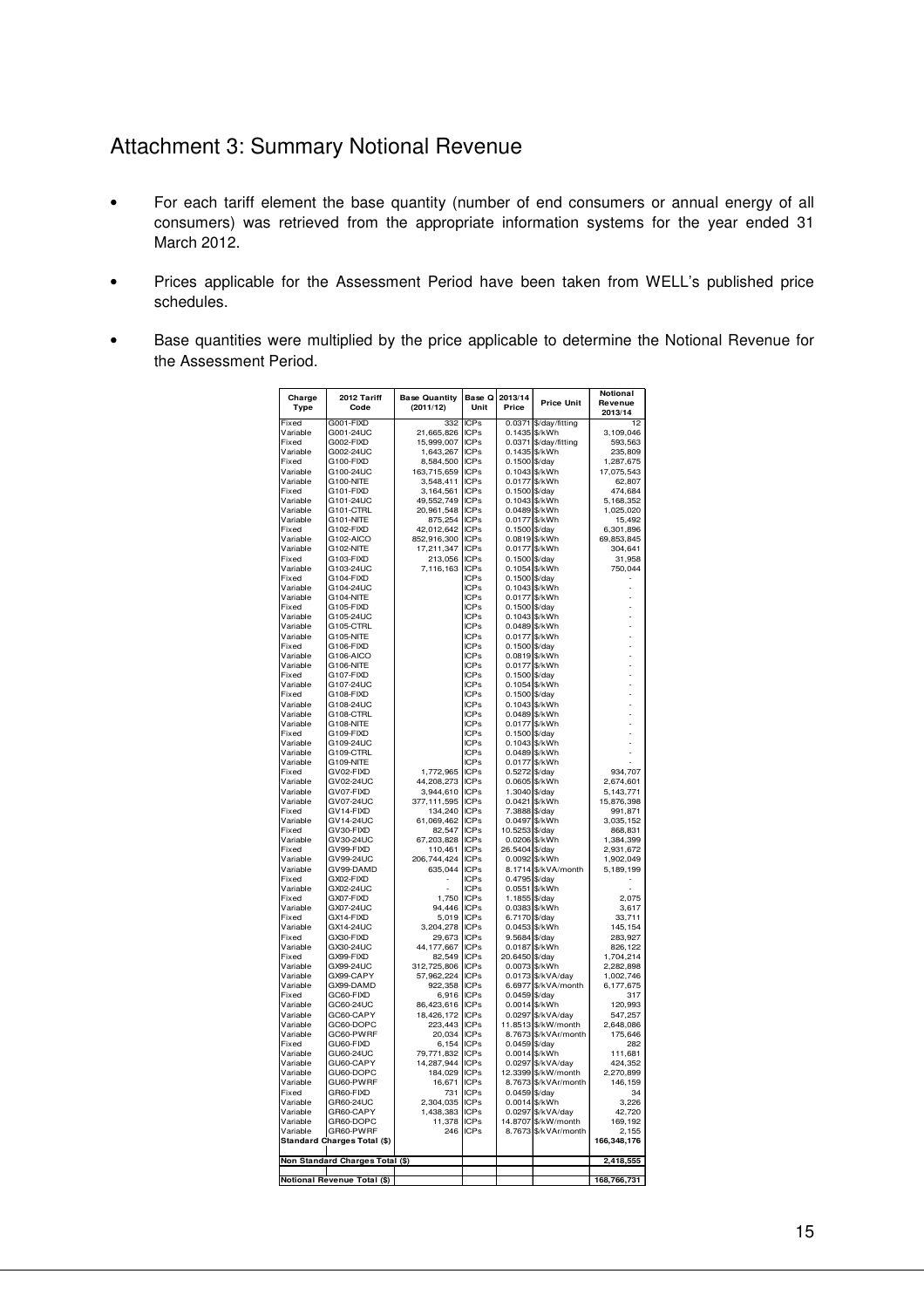# Attachment 3: Summary Notional Revenue

- For each tariff element the base quantity (number of end consumers or annual energy of all consumers) was retrieved from the appropriate information systems for the year ended 31 March 2012.
- Prices applicable for the Assessment Period have been taken from WELL's published price schedules.
- Base quantities were multiplied by the price applicable to determine the Notional Revenue for the Assessment Period.

| Charge Type | 2012 Tariff Code | Base Quantity (2011/12) | Base Q Unit | 2013/14 Price | Price Unit | Notional Revenue 2013/14 |
|---|---|---|---|---|---|---|
| Fixed | G001-FIXD | 332 | ICPs | 0.0371 | $/day/fitting | 12 |
| Variable | G001-24UC | 21,665,826 | ICPs | 0.1435 | $/kWh | 3,109,046 |
| Fixed | G002-FIXD | 15,999,007 | ICPs | 0.0371 | $/day/fitting | 593,563 |
| Variable | G002-24UC | 1,643,267 | ICPs | 0.1435 | $/kWh | 235,809 |
| Fixed | G100-FIXD | 8,584,500 | ICPs | 0.1500 | $/day | 1,287,675 |
| Variable | G100-24UC | 163,715,659 | ICPs | 0.1043 | $/kWh | 17,075,543 |
| Variable | G100-NITE | 3,548,411 | ICPs | 0.0177 | $/kWh | 62,807 |
| Fixed | G101-FIXD | 3,164,561 | ICPs | 0.1500 | $/day | 474,684 |
| Variable | G101-24UC | 49,552,749 | ICPs | 0.1043 | $/kWh | 5,168,352 |
| Variable | G101-CTRL | 20,961,548 | ICPs | 0.0489 | $/kWh | 1,025,020 |
| Variable | G101-NITE | 875,254 | ICPs | 0.0177 | $/kWh | 15,492 |
| Fixed | G102-FIXD | 42,012,642 | ICPs | 0.1500 | $/day | 6,301,896 |
| Variable | G102-AICO | 852,916,300 | ICPs | 0.0819 | $/kWh | 69,853,845 |
| Variable | G102-NITE | 17,211,347 | ICPs | 0.0177 | $/kWh | 304,641 |
| Fixed | G103-FIXD | 213,056 | ICPs | 0.1500 | $/day | 31,958 |
| Variable | G103-24UC | 7,116,163 | ICPs | 0.1054 | $/kWh | 750,044 |
| Fixed | G104-FIXD | | ICPs | 0.1500 | $/day | - |
| Variable | G104-24UC | | ICPs | 0.1043 | $/kWh | - |
| Variable | G104-NITE | | ICPs | 0.0177 | $/kWh | - |
| Fixed | G105-FIXD | | ICPs | 0.1500 | $/day | - |
| Variable | G105-24UC | | ICPs | 0.1043 | $/kWh | - |
| Variable | G105-CTRL | | ICPs | 0.0489 | $/kWh | - |
| Variable | G105-NITE | | ICPs | 0.0177 | $/kWh | - |
| Fixed | G106-FIXD | | ICPs | 0.1500 | $/day | - |
| Variable | G106-AICO | | ICPs | 0.0819 | $/kWh | - |
| Variable | G106-NITE | | ICPs | 0.0177 | $/kWh | - |
| Fixed | G107-FIXD | | ICPs | 0.1500 | $/day | - |
| Variable | G107-24UC | | ICPs | 0.1054 | $/kWh | - |
| Fixed | G108-FIXD | | ICPs | 0.1500 | $/day | - |
| Variable | G108-24UC | | ICPs | 0.1043 | $/kWh | - |
| Variable | G108-CTRL | | ICPs | 0.0489 | $/kWh | - |
| Variable | G108-NITE | | ICPs | 0.0177 | $/kWh | - |
| Fixed | G109-FIXD | | ICPs | 0.1500 | $/day | - |
| Variable | G109-24UC | | ICPs | 0.1043 | $/kWh | - |
| Variable | G109-CTRL | | ICPs | 0.0489 | $/kWh | - |
| Variable | G109-NITE | | ICPs | 0.0177 | $/kWh | - |
| Fixed | GV02-FIXD | 1,772,965 | ICPs | 0.5272 | $/day | 934,707 |
| Variable | GV02-24UC | 44,208,273 | ICPs | 0.0605 | $/kWh | 2,674,601 |
| Variable | GV07-FIXD | 3,944,610 | ICPs | 1.3040 | $/day | 5,143,771 |
| Variable | GV07-24UC | 377,111,595 | ICPs | 0.0421 | $/kWh | 15,876,398 |
| Fixed | GV14-FIXD | 134,240 | ICPs | 7.3888 | $/day | 991,871 |
| Variable | GV14-24UC | 61,069,462 | ICPs | 0.0497 | $/kWh | 3,035,152 |
| Fixed | GV30-FIXD | 82,547 | ICPs | 10.5253 | $/day | 868,831 |
| Variable | GV30-24UC | 67,203,828 | ICPs | 0.0206 | $/kWh | 1,384,399 |
| Fixed | GV99-FIXD | 110,461 | ICPs | 26.5404 | $/day | 2,931,672 |
| Variable | GV99-24UC | 206,744,424 | ICPs | 0.0092 | $/kWh | 1,902,049 |
| Variable | GV99-DAMD | 635,044 | ICPs | 8.1714 | $/kVA/month | 5,189,199 |
| Fixed | GX02-FIXD | - | ICPs | 0.4795 | $/day | - |
| Variable | GX02-24UC | - | ICPs | 0.0551 | $/kWh | - |
| Fixed | GX07-FIXD | 1,750 | ICPs | 1.1855 | $/day | 2,075 |
| Variable | GX07-24UC | 94,446 | ICPs | 0.0383 | $/kWh | 3,617 |
| Fixed | GX14-FIXD | 5,019 | ICPs | 6.7170 | $/day | 33,711 |
| Variable | GX14-24UC | 3,204,278 | ICPs | 0.0453 | $/kWh | 145,154 |
| Fixed | GX30-FIXD | 29,673 | ICPs | 9.5684 | $/day | 283,927 |
| Variable | GX30-24UC | 44,177,667 | ICPs | 0.0187 | $/kWh | 826,122 |
| Fixed | GX99-FIXD | 82,549 | ICPs | 20.6450 | $/day | 1,704,214 |
| Variable | GX99-24UC | 312,725,806 | ICPs | 0.0073 | $/kWh | 2,282,898 |
| Variable | GX99-CAPY | 57,962,224 | ICPs | 0.0173 | $/kVA/day | 1,002,746 |
| Variable | GX99-DAMD | 922,358 | ICPs | 6.6977 | $/kVA/month | 6,177,675 |
| Fixed | GC60-FIXD | 6,916 | ICPs | 0.0459 | $/day | 317 |
| Variable | GC60-24UC | 86,423,616 | ICPs | 0.0014 | $/kWh | 120,993 |
| Variable | GC60-CAPY | 18,426,172 | ICPs | 0.0297 | $/kVA/day | 547,257 |
| Variable | GC60-DOPC | 223,443 | ICPs | 11.8513 | $/kW/month | 2,648,086 |
| Variable | GC60-PWRF | 20,034 | ICPs | 8.7673 | $/kVAr/month | 175,646 |
| Fixed | GU60-FIXD | 6,154 | ICPs | 0.0459 | $/day | 282 |
| Variable | GU60-24UC | 79,771,832 | ICPs | 0.0014 | $/kWh | 111,681 |
| Variable | GU60-CAPY | 14,287,944 | ICPs | 0.0297 | $/kVA/day | 424,352 |
| Variable | GU60-DOPC | 184,029 | ICPs | 12.3399 | $/kW/month | 2,270,899 |
| Variable | GU60-PWRF | 16,671 | ICPs | 8.7673 | $/kVAr/month | 146,159 |
| Fixed | GR60-FIXD | 731 | ICPs | 0.0459 | $/day | 34 |
| Variable | GR60-24UC | 2,304,035 | ICPs | 0.0014 | $/kWh | 3,226 |
| Variable | GR60-CAPY | 1,438,383 | ICPs | 0.0297 | $/kVA/day | 42,720 |
| Variable | GR60-DOPC | 11,378 | ICPs | 14.8707 | $/kW/month | 169,192 |
| Variable | GR60-PWRF | 246 | ICPs | 8.7673 | $/kVAr/month | 2,155 |
| **Standard Charges Total ($)** | | | | | | **166,348,176** |
| **Non Standard Charges Total ($)** | | | | | | **2,418,555** |
| **Notional Revenue Total ($)** | | | | | | **168,766,731** |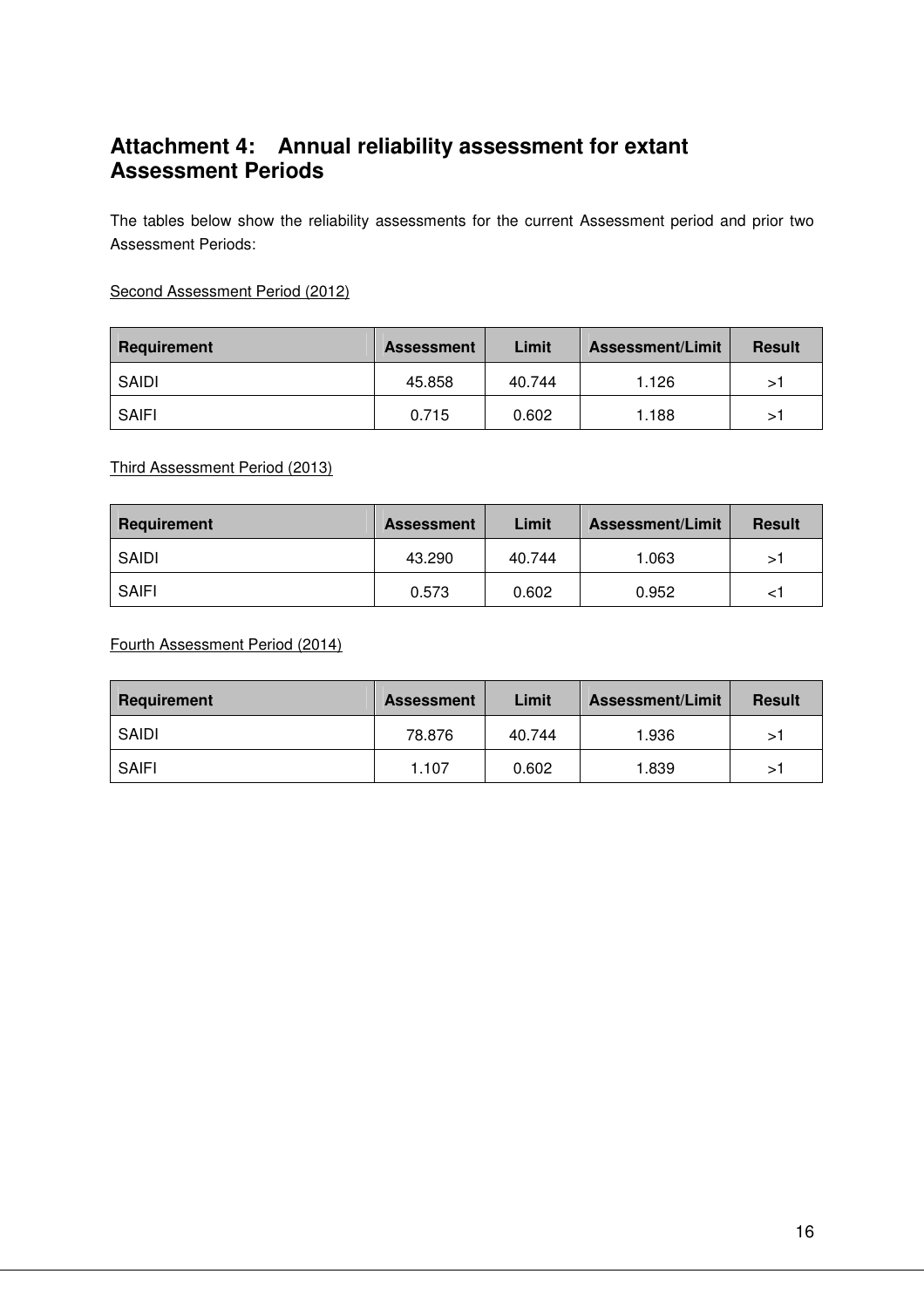## Attachment 4: Annual reliability assessment for extant Assessment Periods

The tables below show the reliability assessments for the current Assessment period and prior two Assessment Periods:

Second Assessment Period (2012)

| Requirement | Assessment | Limit | Assessment/Limit | Result |
|---|---|---|---|---|
| SAIDI | 45.858 | 40.744 | 1.126 | >1 |
| SAIFI | 0.715 | 0.602 | 1.188 | >1 |

Third Assessment Period (2013)

| Requirement | Assessment | Limit | Assessment/Limit | Result |
|---|---|---|---|---|
| SAIDI | 43.290 | 40.744 | 1.063 | >1 |
| SAIFI | 0.573 | 0.602 | 0.952 | <1 |

Fourth Assessment Period (2014)

| Requirement | Assessment | Limit | Assessment/Limit | Result |
|---|---|---|---|---|
| SAIDI | 78.876 | 40.744 | 1.936 | >1 |
| SAIFI | 1.107 | 0.602 | 1.839 | >1 |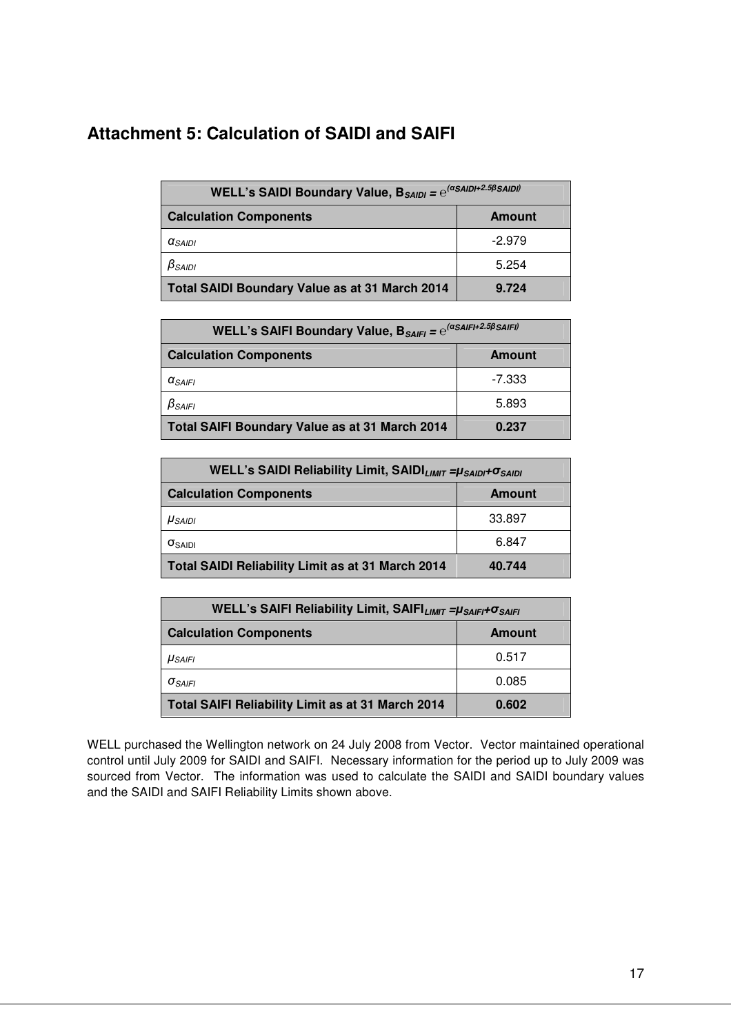## Attachment 5: Calculation of SAIDI and SAIFI

| WELL's SAIDI Boundary Value, $B_{SAIDI} = e^{(\alpha SAIDI + 2.5\beta SAIDI)}$ | |
|---|---|
| **Calculation Components** | **Amount** |
| $\alpha_{SAIDI}$ | -2.979 |
| $\beta_{SAIDI}$ | 5.254 |
| **Total SAIDI Boundary Value as at 31 March 2014** | **9.724** |

| WELL's SAIFI Boundary Value, $B_{SAIFI} = e^{(\alpha SAIFI + 2.5\beta SAIFI)}$ | |
|---|---|
| **Calculation Components** | **Amount** |
| $\alpha_{SAIFI}$ | -7.333 |
| $\beta_{SAIFI}$ | 5.893 |
| **Total SAIFI Boundary Value as at 31 March 2014** | **0.237** |

| WELL's SAIDI Reliability Limit, $SAIDI_{LIMIT} = \mu_{SAIDI} + \sigma_{SAIDI}$ | |
|---|---|
| **Calculation Components** | **Amount** |
| $\mu_{SAIDI}$ | 33.897 |
| $\sigma_{SAIDI}$ | 6.847 |
| **Total SAIDI Reliability Limit as at 31 March 2014** | **40.744** |

| WELL's SAIFI Reliability Limit, $SAIFI_{LIMIT} = \mu_{SAIFI} + \sigma_{SAIFI}$ | |
|---|---|
| **Calculation Components** | **Amount** |
| $\mu_{SAIFI}$ | 0.517 |
| $\sigma_{SAIFI}$ | 0.085 |
| **Total SAIFI Reliability Limit as at 31 March 2014** | **0.602** |

WELL purchased the Wellington network on 24 July 2008 from Vector. Vector maintained operational control until July 2009 for SAIDI and SAIFI. Necessary information for the period up to July 2009 was sourced from Vector. The information was used to calculate the SAIDI and SAIDI boundary values and the SAIDI and SAIFI Reliability Limits shown above.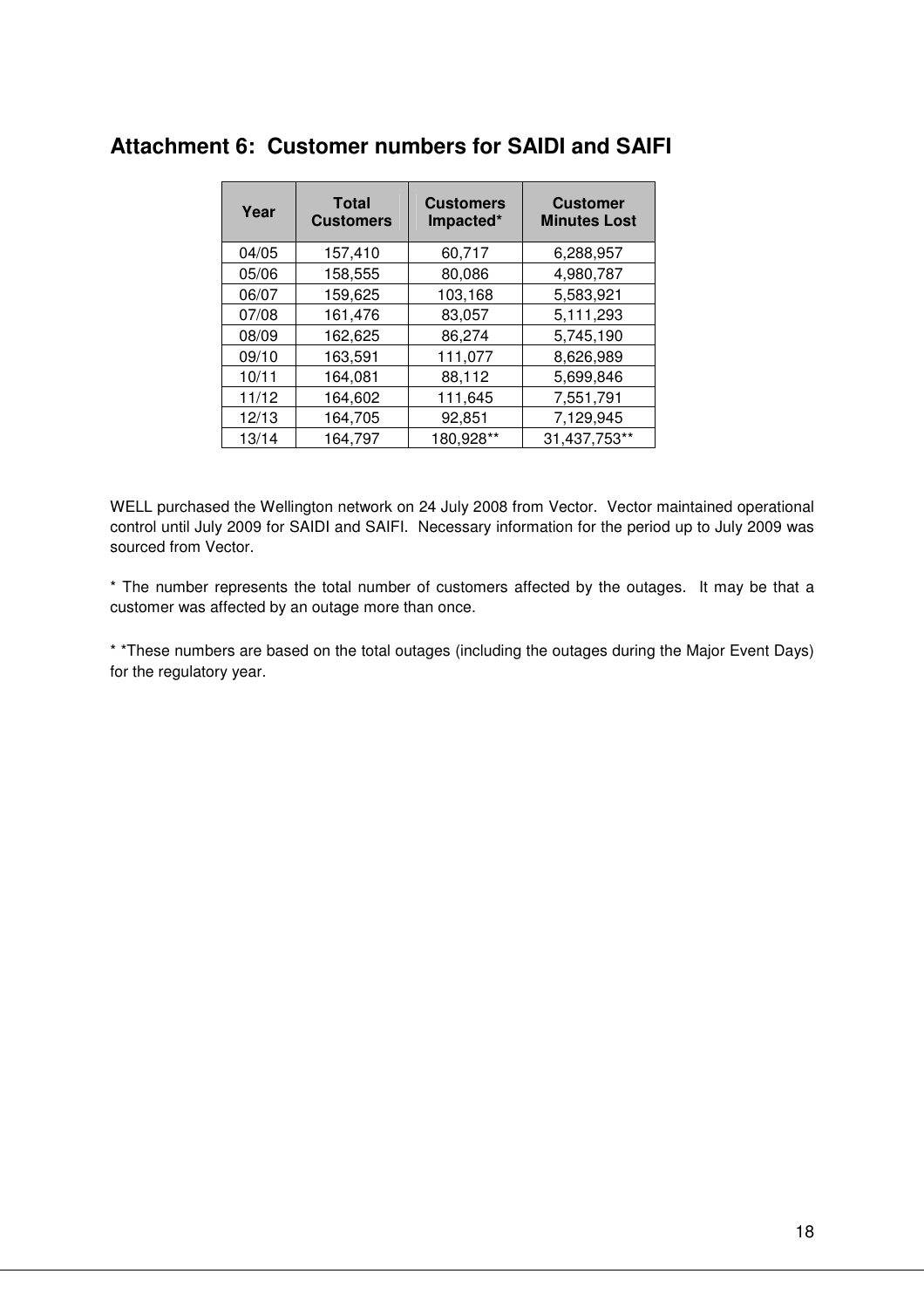## Attachment 6: Customer numbers for SAIDI and SAIFI

| Year | Total Customers | Customers Impacted* | Customer Minutes Lost |
|---|---|---|---|
| 04/05 | 157,410 | 60,717 | 6,288,957 |
| 05/06 | 158,555 | 80,086 | 4,980,787 |
| 06/07 | 159,625 | 103,168 | 5,583,921 |
| 07/08 | 161,476 | 83,057 | 5,111,293 |
| 08/09 | 162,625 | 86,274 | 5,745,190 |
| 09/10 | 163,591 | 111,077 | 8,626,989 |
| 10/11 | 164,081 | 88,112 | 5,699,846 |
| 11/12 | 164,602 | 111,645 | 7,551,791 |
| 12/13 | 164,705 | 92,851 | 7,129,945 |
| 13/14 | 164,797 | 180,928** | 31,437,753** |

WELL purchased the Wellington network on 24 July 2008 from Vector. Vector maintained operational control until July 2009 for SAIDI and SAIFI. Necessary information for the period up to July 2009 was sourced from Vector.

* The number represents the total number of customers affected by the outages. It may be that a customer was affected by an outage more than once.

* *These numbers are based on the total outages (including the outages during the Major Event Days) for the regulatory year.